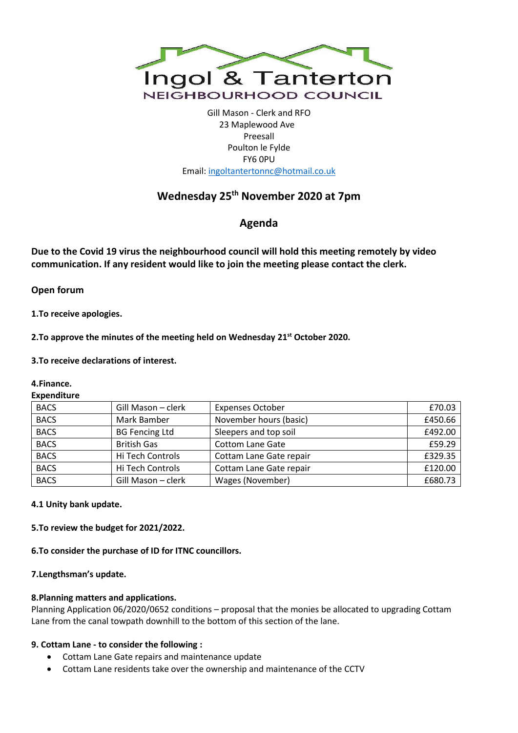# Ingol & Tanterton
## NEIGHBOURHOOD COUNCIL

Gill Mason - Clerk and RFO
23 Maplewood Ave
Preesall
Poulton le Fylde
FY6 0PU
Email: ingoltantertonnc@hotmail.co.uk

## Wednesday 25th November 2020 at 7pm

## Agenda

**Due to the Covid 19 virus the neighbourhood council will hold this meeting remotely by video communication. If any resident would like to join the meeting please contact the clerk.**

**Open forum**

**1.To receive apologies.**

**2.To approve the minutes of the meeting held on Wednesday 21st October 2020.**

**3.To receive declarations of interest.**

**4.Finance.**

**Expenditure**

| | | | |
|---|---|---|---|
| BACS | Gill Mason – clerk | Expenses October | £70.03 |
| BACS | Mark Bamber | November hours (basic) | £450.66 |
| BACS | BG Fencing Ltd | Sleepers and top soil | £492.00 |
| BACS | British Gas | Cottom Lane Gate | £59.29 |
| BACS | Hi Tech Controls | Cottam Lane Gate repair | £329.35 |
| BACS | Hi Tech Controls | Cottam Lane Gate repair | £120.00 |
| BACS | Gill Mason – clerk | Wages (November) | £680.73 |

**4.1 Unity bank update.**

**5.To review the budget for 2021/2022.**

**6.To consider the purchase of ID for ITNC councillors.**

**7.Lengthsman's update.**

**8.Planning matters and applications.**

Planning Application 06/2020/0652 conditions – proposal that the monies be allocated to upgrading Cottam Lane from the canal towpath downhill to the bottom of this section of the lane.

**9. Cottam Lane - to consider the following :**

- Cottam Lane Gate repairs and maintenance update
- Cottam Lane residents take over the ownership and maintenance of the CCTV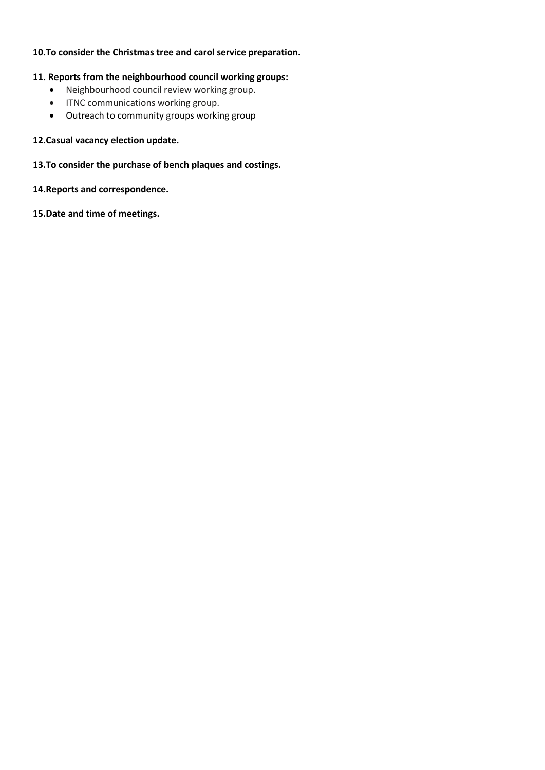**10.To consider the Christmas tree and carol service preparation.**

**11. Reports from the neighbourhood council working groups:**

- Neighbourhood council review working group.
- ITNC communications working group.
- Outreach to community groups working group

**12.Casual vacancy election update.**

**13.To consider the purchase of bench plaques and costings.**

**14.Reports and correspondence.**

**15.Date and time of meetings.**